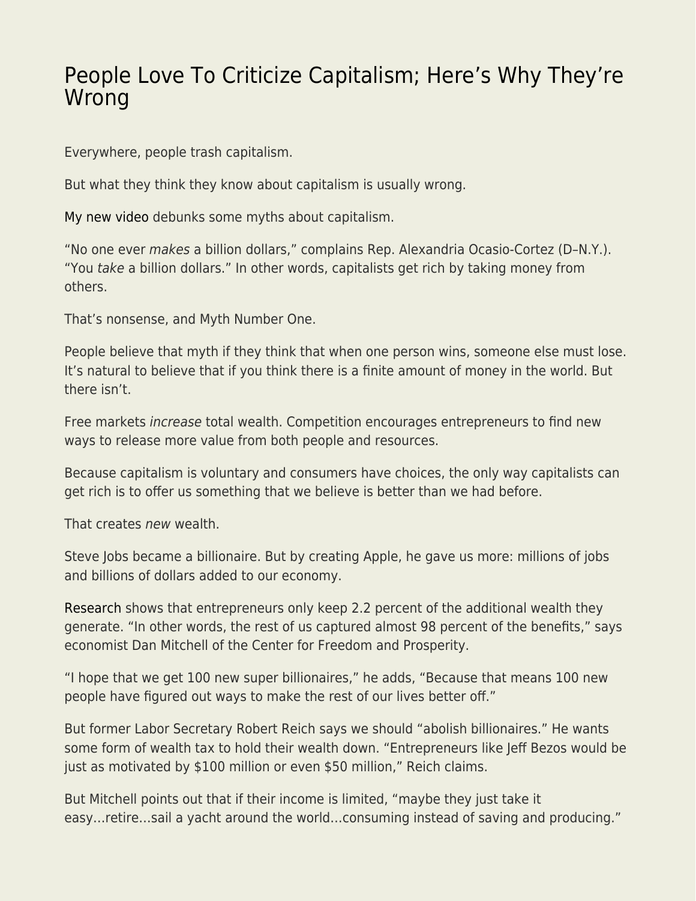# People Love To Criticize Capitalism; Here's Why They're Wrong

Everywhere, people trash capitalism.

But what they think they know about capitalism is usually wrong.

My new video debunks some myths about capitalism.

"No one ever *makes* a billion dollars," complains Rep. Alexandria Ocasio-Cortez (D–N.Y.). "You *take* a billion dollars." In other words, capitalists get rich by taking money from others.

That's nonsense, and Myth Number One.

People believe that myth if they think that when one person wins, someone else must lose. It's natural to believe that if you think there is a finite amount of money in the world. But there isn't.

Free markets *increase* total wealth. Competition encourages entrepreneurs to find new ways to release more value from both people and resources.

Because capitalism is voluntary and consumers have choices, the only way capitalists can get rich is to offer us something that we believe is better than we had before.

That creates *new* wealth.

Steve Jobs became a billionaire. But by creating Apple, he gave us more: millions of jobs and billions of dollars added to our economy.

Research shows that entrepreneurs only keep 2.2 percent of the additional wealth they generate. "In other words, the rest of us captured almost 98 percent of the benefits," says economist Dan Mitchell of the Center for Freedom and Prosperity.

"I hope that we get 100 new super billionaires," he adds, "Because that means 100 new people have figured out ways to make the rest of our lives better off."

But former Labor Secretary Robert Reich says we should "abolish billionaires." He wants some form of wealth tax to hold their wealth down. "Entrepreneurs like Jeff Bezos would be just as motivated by $100 million or even $50 million," Reich claims.

But Mitchell points out that if their income is limited, "maybe they just take it easy…retire…sail a yacht around the world…consuming instead of saving and producing."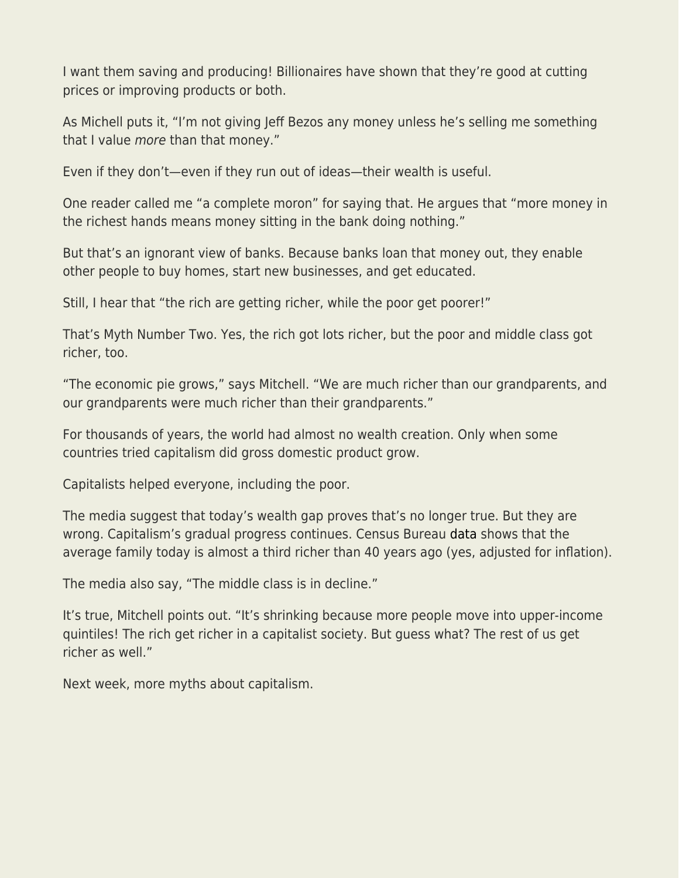I want them saving and producing! Billionaires have shown that they're good at cutting prices or improving products or both.

As Michell puts it, "I'm not giving Jeff Bezos any money unless he's selling me something that I value *more* than that money."

Even if they don't—even if they run out of ideas—their wealth is useful.

One reader called me "a complete moron" for saying that. He argues that "more money in the richest hands means money sitting in the bank doing nothing."

But that's an ignorant view of banks. Because banks loan that money out, they enable other people to buy homes, start new businesses, and get educated.

Still, I hear that "the rich are getting richer, while the poor get poorer!"

That's Myth Number Two. Yes, the rich got lots richer, but the poor and middle class got richer, too.

"The economic pie grows," says Mitchell. "We are much richer than our grandparents, and our grandparents were much richer than their grandparents."

For thousands of years, the world had almost no wealth creation. Only when some countries tried capitalism did gross domestic product grow.

Capitalists helped everyone, including the poor.

The media suggest that today's wealth gap proves that's no longer true. But they are wrong. Capitalism's gradual progress continues. Census Bureau data shows that the average family today is almost a third richer than 40 years ago (yes, adjusted for inflation).

The media also say, "The middle class is in decline."

It's true, Mitchell points out. "It's shrinking because more people move into upper-income quintiles! The rich get richer in a capitalist society. But guess what? The rest of us get richer as well."

Next week, more myths about capitalism.